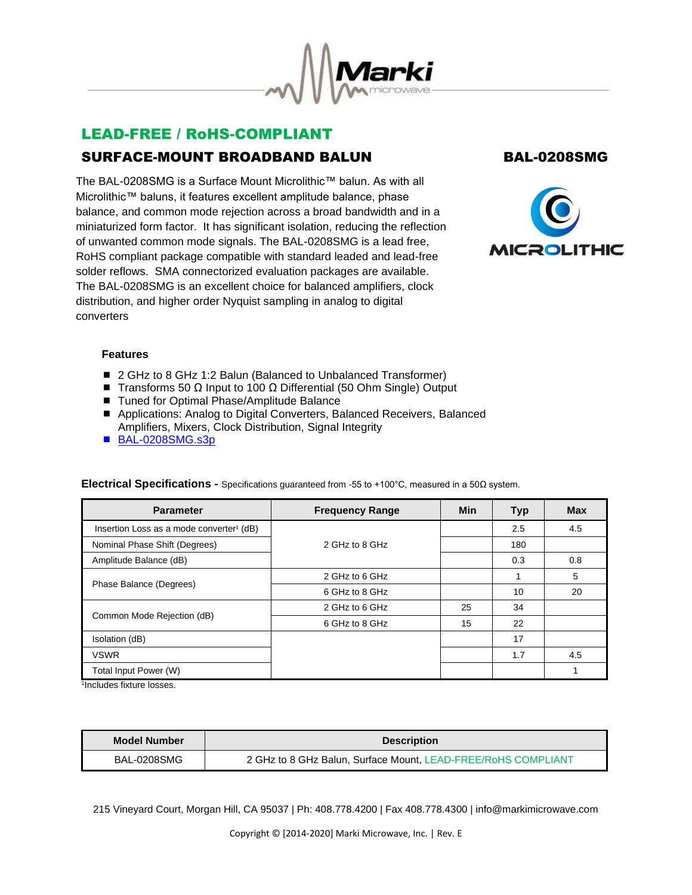## LEAD-FREE / RoHS-COMPLIANT

## SURFACE-MOUNT BROADBAND BALUN

## BAL-0208SMG

The BAL-0208SMG is a Surface Mount Microlithic™ balun. As with all Microlithic™ baluns, it features excellent amplitude balance, phase balance, and common mode rejection across a broad bandwidth and in a miniaturized form factor. It has significant isolation, reducing the reflection of unwanted common mode signals. The BAL-0208SMG is a lead free, RoHS compliant package compatible with standard leaded and lead-free solder reflows. SMA connectorized evaluation packages are available. The BAL-0208SMG is an excellent choice for balanced amplifiers, clock distribution, and higher order Nyquist sampling in analog to digital converters

### Features

- 2 GHz to 8 GHz 1:2 Balun (Balanced to Unbalanced Transformer)
- Transforms 50 Ω Input to 100 Ω Differential (50 Ohm Single) Output
- Tuned for Optimal Phase/Amplitude Balance
- Applications: Analog to Digital Converters, Balanced Receivers, Balanced Amplifiers, Mixers, Clock Distribution, Signal Integrity
- BAL-0208SMG.s3p

**Electrical Specifications -** Specifications guaranteed from -55 to +100°C, measured in a 50Ω system.

| Parameter | Frequency Range | Min | Typ | Max |
|---|---|---|---|---|
| Insertion Loss as a mode converter[1] (dB) | 2 GHz to 8 GHz | | 2.5 | 4.5 |
| Nominal Phase Shift (Degrees) | | | 180 | |
| Amplitude Balance (dB) | | | 0.3 | 0.8 |
| Phase Balance (Degrees) | 2 GHz to 6 GHz | | 1 | 5 |
| | 6 GHz to 8 GHz | | 10 | 20 |
| Common Mode Rejection (dB) | 2 GHz to 6 GHz | 25 | 34 | |
| | 6 GHz to 8 GHz | 15 | 22 | |
| Isolation (dB) | | | 17 | |
| VSWR | | | 1.7 | 4.5 |
| Total Input Power (W) | | | | 1 |

[1]Includes fixture losses.

| Model Number | Description |
|---|---|
| BAL-0208SMG | 2 GHz to 8 GHz Balun, Surface Mount, LEAD-FREE/RoHS COMPLIANT |

215 Vineyard Court, Morgan Hill, CA 95037 | Ph: 408.778.4200 | Fax 408.778.4300 | info@markimicrowave.com

Copyright © [2014-2020] Marki Microwave, Inc. | Rev. E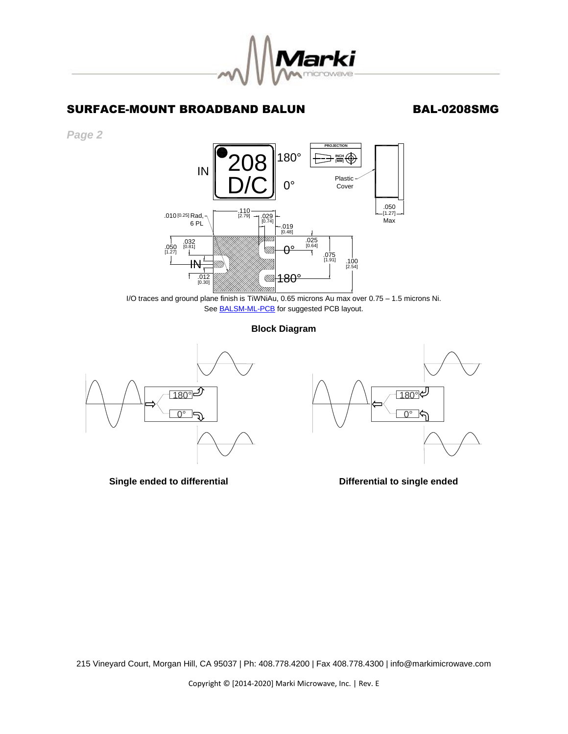## SURFACE-MOUNT BROADBAND BALUN BAL-0208SMG

*Page 2*

IN

208

D/C

180°

0°

PROJECTION

INCH [MM]

Plastic Cover

.050 [1.27] Max

.010 [0.25] Rad, 6 PL

.110 [2.79]

.029 [0.74]

.019 [0.48]

.025 [0.64]

.032 [0.81]

.050 [1.27]

0°

.075 [1.91]

.100 [2.54]

IN

.012 [0.30]

180°

I/O traces and ground plane finish is TiWNiAu, 0.65 microns Au max over 0.75 – 1.5 microns Ni.
See BALSM-ML-PCB for suggested PCB layout.

**Block Diagram**

180°

0°

180°

0°

**Single ended to differential**

**Differential to single ended**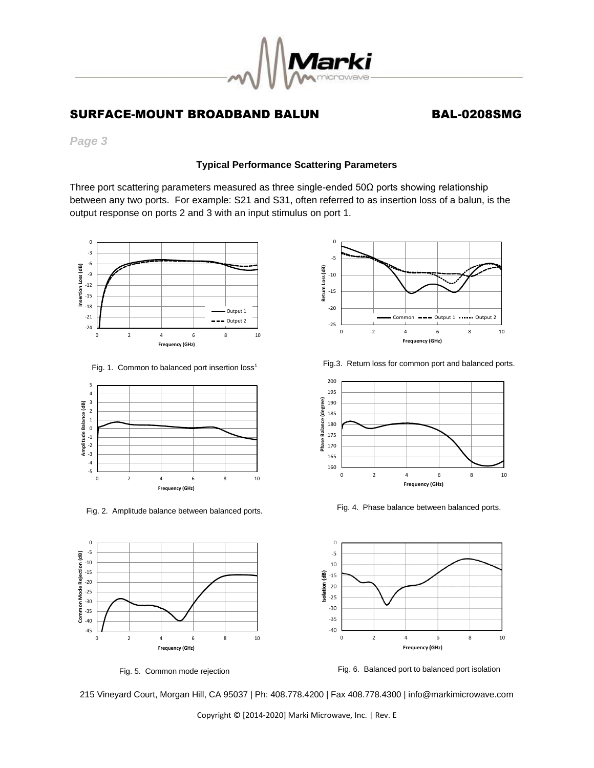## SURFACE-MOUNT BROADBAND BALUN BAL-0208SMG

*Page 3*

### Typical Performance Scattering Parameters

Three port scattering parameters measured as three single-ended 50Ω ports showing relationship between any two ports. For example: S21 and S31, often referred to as insertion loss of a balun, is the output response on ports 2 and 3 with an input stimulus on port 1.

Insertion Loss (dB)
0
-3
-6
-9
-12
-15
-18
-21
-24
0 2 4 6 8 10
Frequency (GHz)
Output 1
Output 2

Fig. 1. Common to balanced port insertion loss[1]

Return Loss (dB)
0
-5
-10
-15
-20
-25
0 2 4 6 8 10
Frequency (GHz)
Common
Output 1
Output 2

Fig.3. Return loss for common port and balanced ports.

Amplitude Balance (dB)
5
4
3
2
1
0
-1
-2
-3
-4
-5
0 2 4 6 8 10
Frequency (GHz)

Fig. 2. Amplitude balance between balanced ports.

Phase Balance (degree)
200
195
190
185
180
175
170
165
160
0 2 4 6 8 10
Frequency (GHz)

Fig. 4. Phase balance between balanced ports.

Common Mode Rejection (dB)
0
-5
-10
-15
-20
-25
-30
-35
-40
-45
0 2 4 6 8 10
Frequency (GHz)

Fig. 5. Common mode rejection

Isolation (dB)
0
-5
-10
-15
-20
-25
-30
-35
-40
0 2 4 6 8 10
Frequency (GHz)

Fig. 6. Balanced port to balanced port isolation

215 Vineyard Court, Morgan Hill, CA 95037 | Ph: 408.778.4200 | Fax 408.778.4300 | info@markimicrowave.com

Copyright © [2014-2020] Marki Microwave, Inc. | Rev. E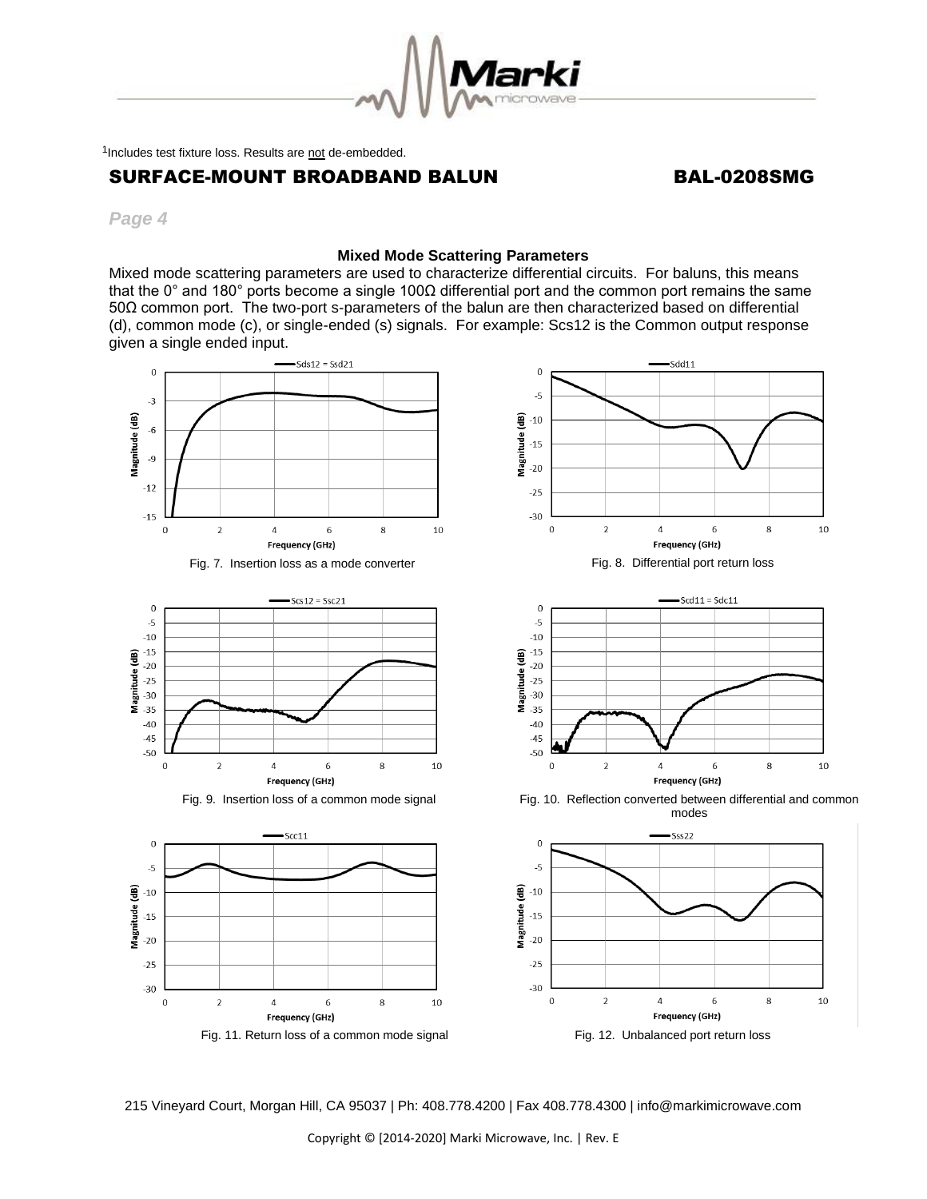[1]Includes test fixture loss. Results are not de-embedded.

## SURFACE-MOUNT BROADBAND BALUN BAL-0208SMG

*Page 4*

### Mixed Mode Scattering Parameters

Mixed mode scattering parameters are used to characterize differential circuits. For baluns, this means that the 0° and 180° ports become a single 100Ω differential port and the common port remains the same 50Ω common port. The two-port s-parameters of the balun are then characterized based on differential (d), common mode (c), or single-ended (s) signals. For example: Scs12 is the Common output response given a single ended input.

Sds12 = Ssd21
Magnitude (dB)
0
-3
-6
-9
-12
-15
0 2 4 6 8 10
Frequency (GHz)

Fig. 7. Insertion loss as a mode converter

Sdd11
Magnitude (dB)
0
-5
-10
-15
-20
-25
-30
0 2 4 6 8 10
Frequency (GHz)

Fig. 8. Differential port return loss

Scs12 = Ssc21
Magnitude (dB)
0
-5
-10
-15
-20
-25
-30
-35
-40
-45
-50
0 2 4 6 8 10
Frequency (GHz)

Fig. 9. Insertion loss of a common mode signal

Scd11 = Sdc11
Magnitude (dB)
0
-5
-10
-15
-20
-25
-30
-35
-40
-45
-50
0 2 4 6 8 10
Frequency (GHz)

Fig. 10. Reflection converted between differential and common modes

Scc11
Magnitude (dB)
0
-5
-10
-15
-20
-25
-30
0 2 4 6 8 10
Frequency (GHz)

Fig. 11. Return loss of a common mode signal

Sss22
Magnitude (dB)
0
-5
-10
-15
-20
-25
-30
0 2 4 6 8 10
Frequency (GHz)

Fig. 12. Unbalanced port return loss

215 Vineyard Court, Morgan Hill, CA 95037 | Ph: 408.778.4200 | Fax 408.778.4300 | info@markimicrowave.com

Copyright © [2014-2020] Marki Microwave, Inc. | Rev. E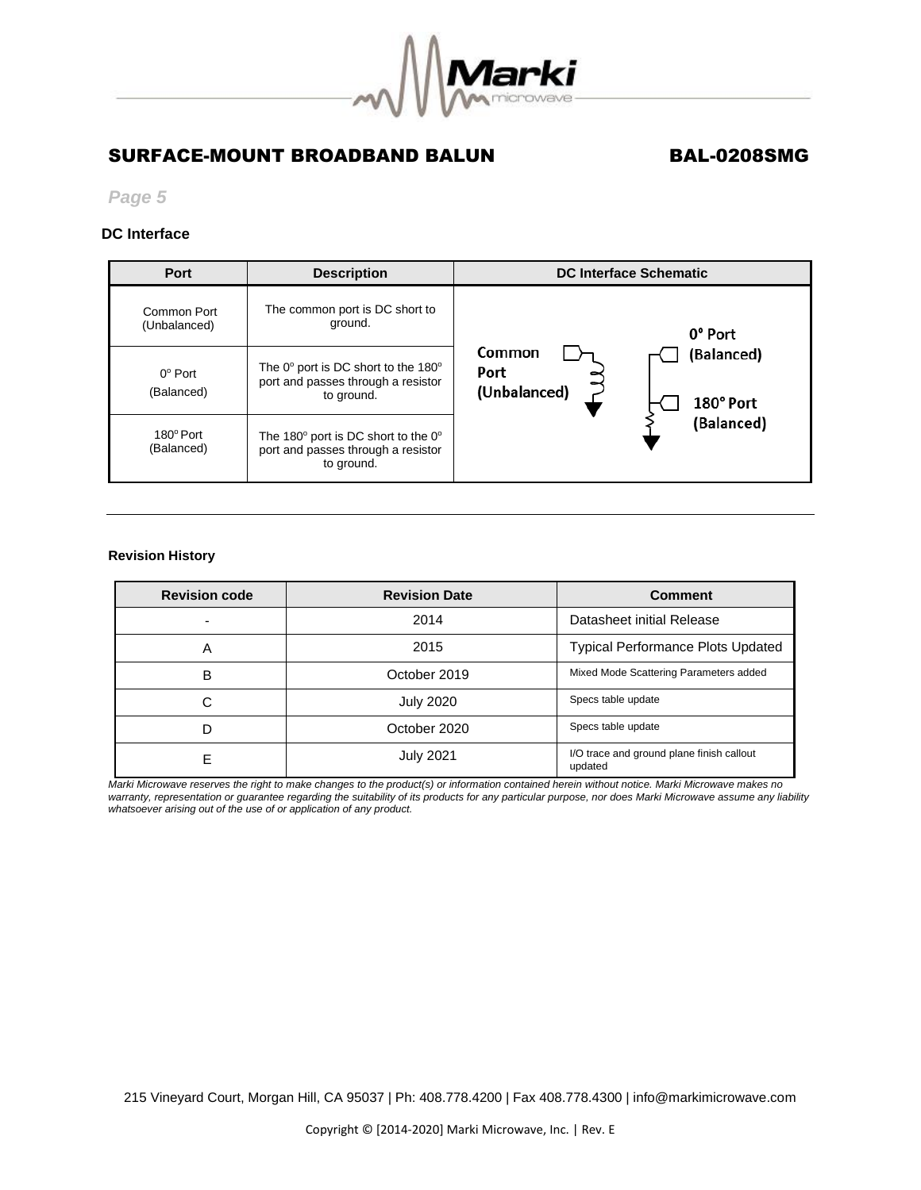# SURFACE-MOUNT BROADBAND BALUN

# BAL-0208SMG

*Page 5*

**DC Interface**

| Port | Description | DC Interface Schematic |
|---|---|---|
| Common Port (Unbalanced) | The common port is DC short to ground. | Common Port (Unbalanced) |
| 0° Port (Balanced) | The 0° port is DC short to the 180° port and passes through a resistor to ground. | 0° Port (Balanced) |
| 180° Port (Balanced) | The 180° port is DC short to the 0° port and passes through a resistor to ground. | 180° Port (Balanced) |

**Revision History**

| Revision code | Revision Date | Comment |
|---|---|---|
| - | 2014 | Datasheet initial Release |
| A | 2015 | Typical Performance Plots Updated |
| B | October 2019 | Mixed Mode Scattering Parameters added |
| C | July 2020 | Specs table update |
| D | October 2020 | Specs table update |
| E | July 2021 | I/O trace and ground plane finish callout updated |

*Marki Microwave reserves the right to make changes to the product(s) or information contained herein without notice. Marki Microwave makes no warranty, representation or guarantee regarding the suitability of its products for any particular purpose, nor does Marki Microwave assume any liability whatsoever arising out of the use of or application of any product.*

215 Vineyard Court, Morgan Hill, CA 95037 | Ph: 408.778.4200 | Fax 408.778.4300 | info@markimicrowave.com

Copyright © [2014-2020] Marki Microwave, Inc. | Rev. E